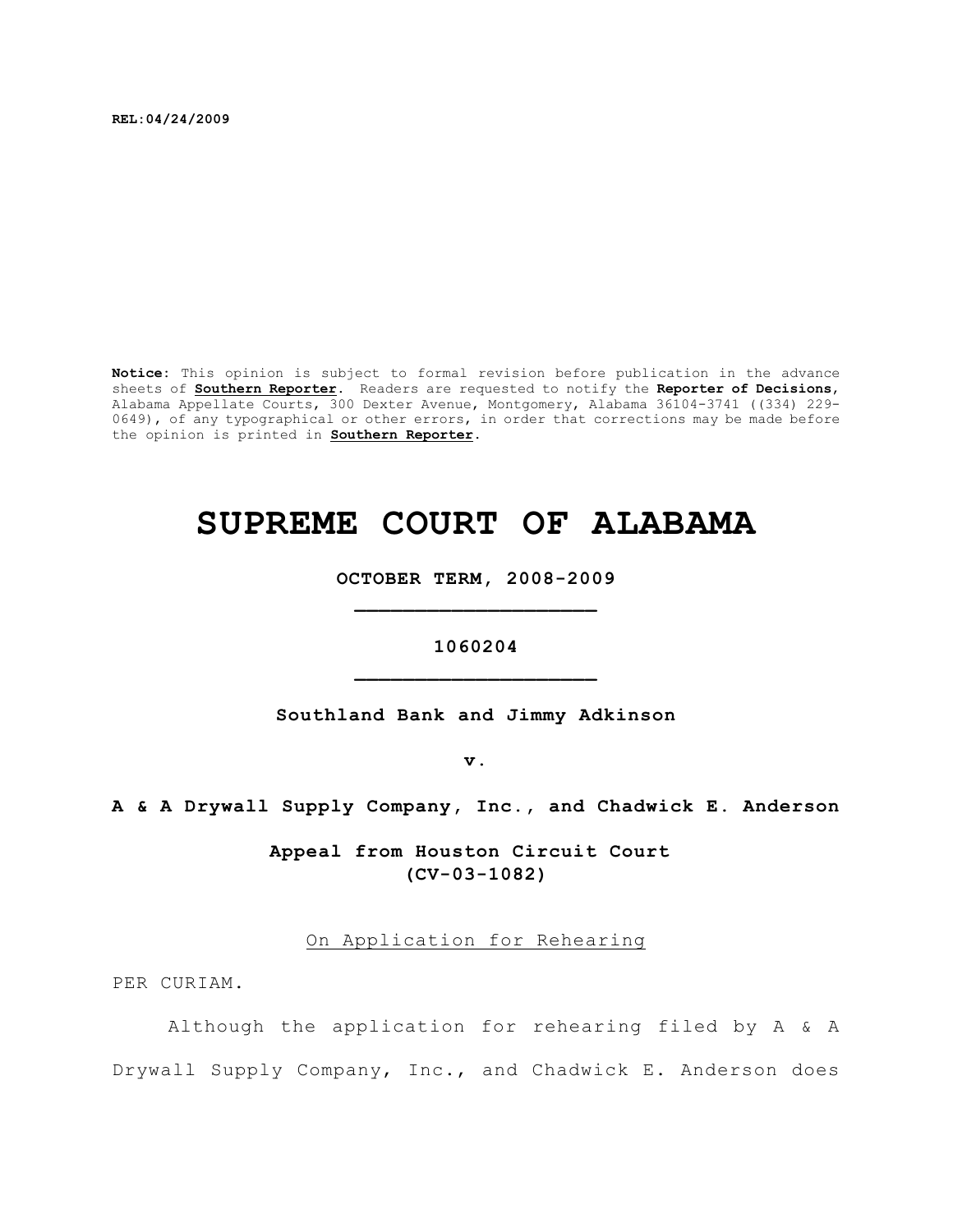**REL:04/24/2009**

**Notice:** This opinion is subject to formal revision before publication in the advance sheets of **Southern Reporter**. Readers are requested to notify the **Reporter of Decisions**, Alabama Appellate Courts, 300 Dexter Avenue, Montgomery, Alabama 36104-3741 ((334) 229-0649), of any typographical or other errors, in order that corrections may be made before the opinion is printed in **Southern Reporter**.

# SUPREME COURT OF ALABAMA

**OCTOBER TERM, 2008-2009**

**1060204**

**Southland Bank and Jimmy Adkinson**

**v.**

**A & A Drywall Supply Company, Inc., and Chadwick E. Anderson**

**Appeal from Houston Circuit Court**
**(CV-03-1082)**

On Application for Rehearing

PER CURIAM.

Although the application for rehearing filed by A & A Drywall Supply Company, Inc., and Chadwick E. Anderson does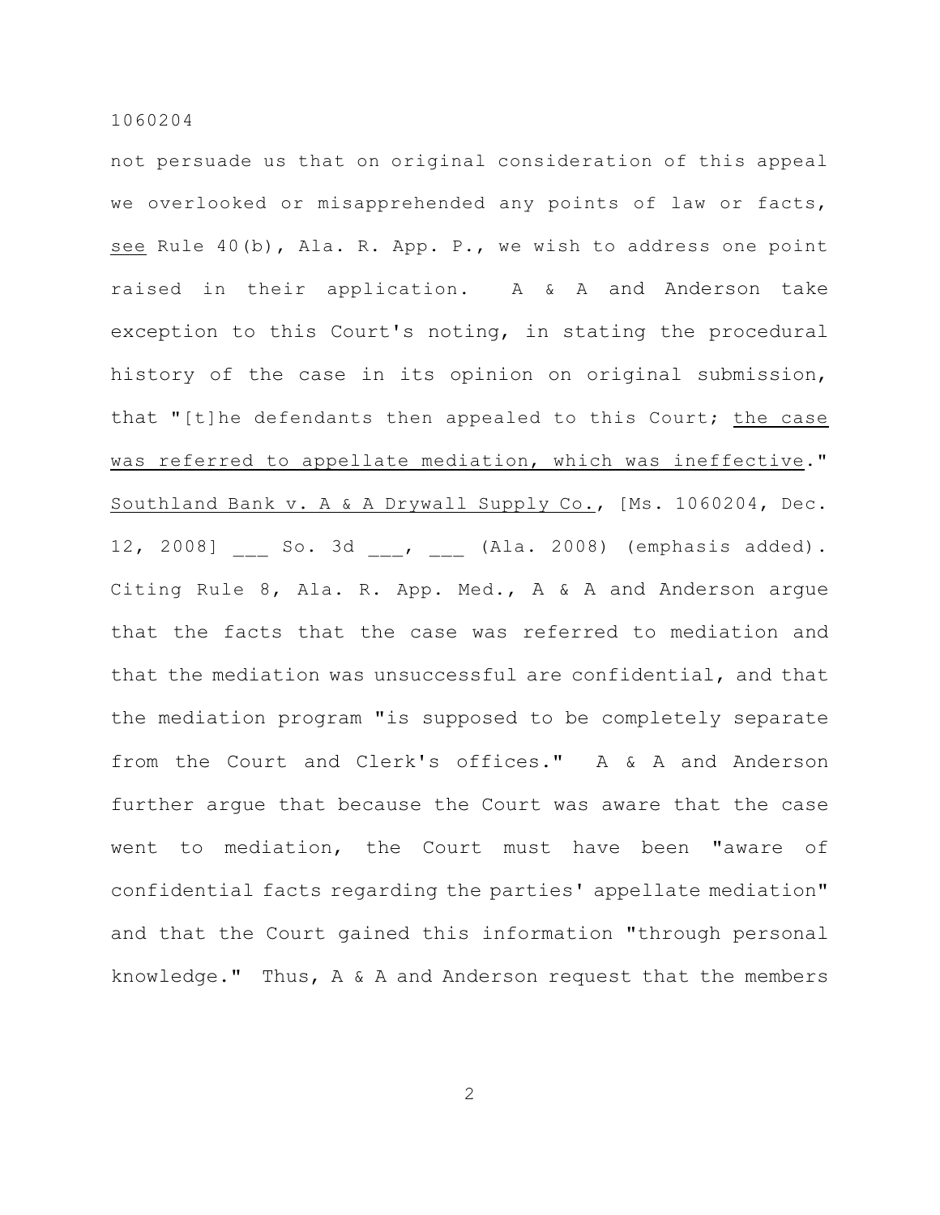not persuade us that on original consideration of this appeal we overlooked or misapprehended any points of law or facts, _see_ Rule 40(b), Ala. R. App. P., we wish to address one point raised in their application. A & A and Anderson take exception to this Court's noting, in stating the procedural history of the case in its opinion on original submission, that "[t]he defendants then appealed to this Court; _the case was referred to appellate mediation, which was ineffective_." _Southland Bank v. A & A Drywall Supply Co._, [Ms. 1060204, Dec. 12, 2008] ___ So. 3d ___, ___ (Ala. 2008) (emphasis added). Citing Rule 8, Ala. R. App. Med., A & A and Anderson argue that the facts that the case was referred to mediation and that the mediation was unsuccessful are confidential, and that the mediation program "is supposed to be completely separate from the Court and Clerk's offices." A & A and Anderson further argue that because the Court was aware that the case went to mediation, the Court must have been "aware of confidential facts regarding the parties' appellate mediation" and that the Court gained this information "through personal knowledge." Thus, A & A and Anderson request that the members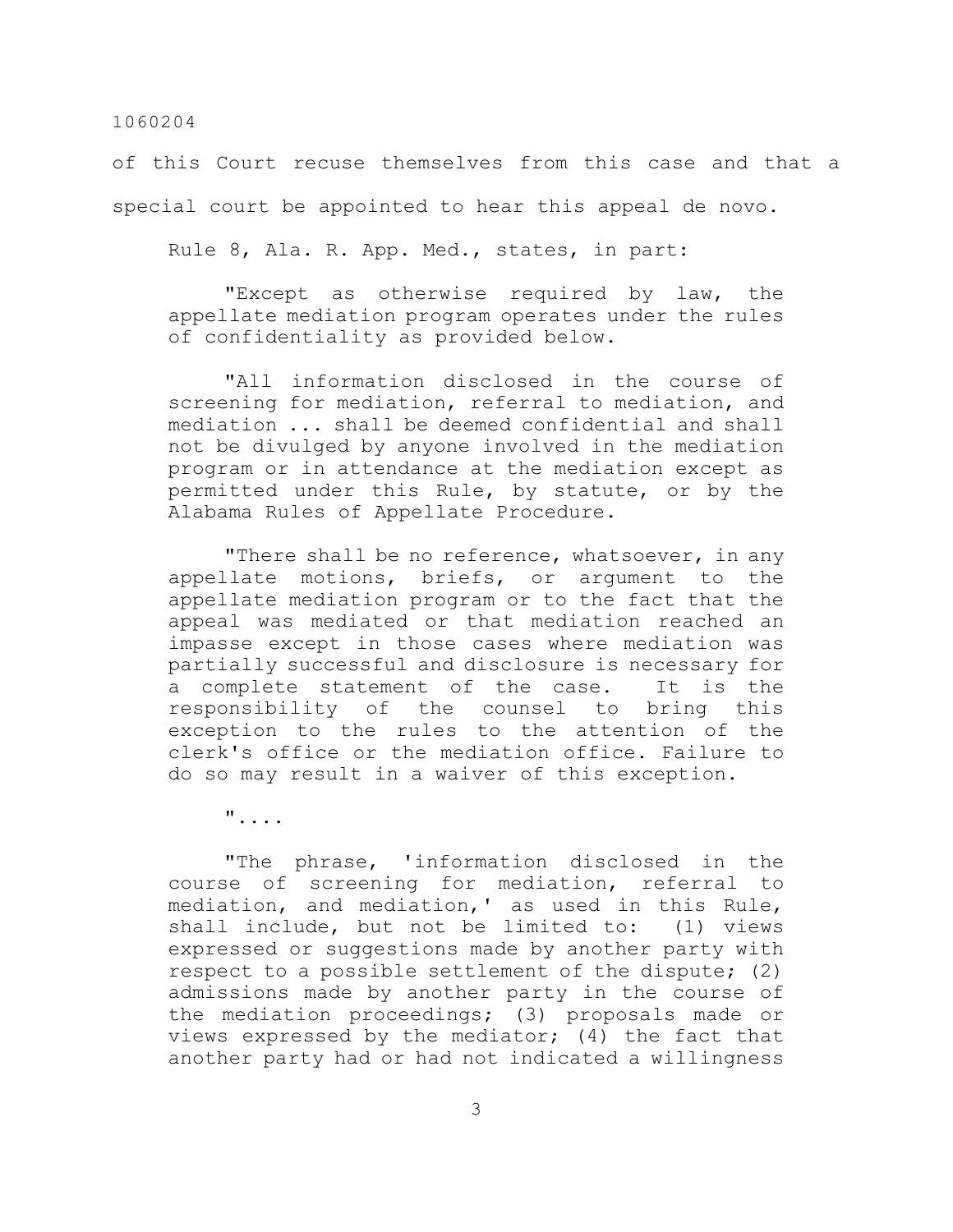of this Court recuse themselves from this case and that a special court be appointed to hear this appeal de novo.

Rule 8, Ala. R. App. Med., states, in part:

> "Except as otherwise required by law, the appellate mediation program operates under the rules of confidentiality as provided below.
>
> "All information disclosed in the course of screening for mediation, referral to mediation, and mediation ... shall be deemed confidential and shall not be divulged by anyone involved in the mediation program or in attendance at the mediation except as permitted under this Rule, by statute, or by the Alabama Rules of Appellate Procedure.
>
> "There shall be no reference, whatsoever, in any appellate motions, briefs, or argument to the appellate mediation program or to the fact that the appeal was mediated or that mediation reached an impasse except in those cases where mediation was partially successful and disclosure is necessary for a complete statement of the case. It is the responsibility of the counsel to bring this exception to the rules to the attention of the clerk's office or the mediation office. Failure to do so may result in a waiver of this exception.
>
> "....
>
> "The phrase, 'information disclosed in the course of screening for mediation, referral to mediation, and mediation,' as used in this Rule, shall include, but not be limited to: (1) views expressed or suggestions made by another party with respect to a possible settlement of the dispute; (2) admissions made by another party in the course of the mediation proceedings; (3) proposals made or views expressed by the mediator; (4) the fact that another party had or had not indicated a willingness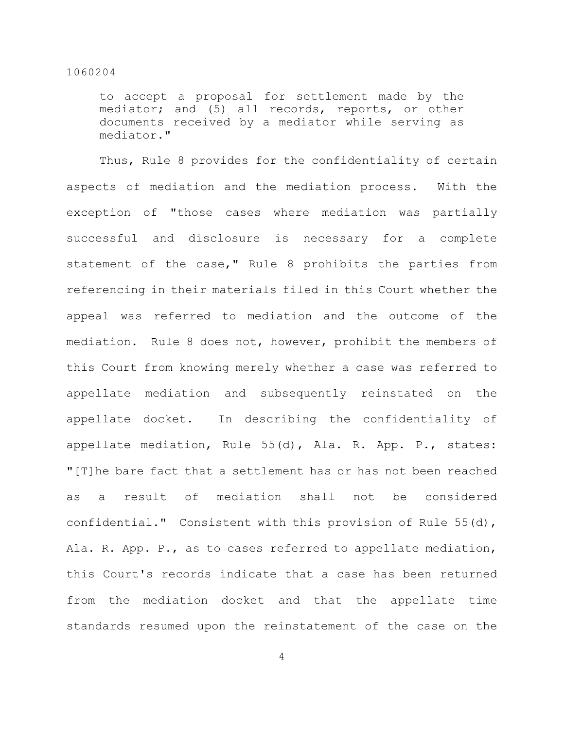> to accept a proposal for settlement made by the mediator; and (5) all records, reports, or other documents received by a mediator while serving as mediator."

Thus, Rule 8 provides for the confidentiality of certain aspects of mediation and the mediation process. With the exception of "those cases where mediation was partially successful and disclosure is necessary for a complete statement of the case," Rule 8 prohibits the parties from referencing in their materials filed in this Court whether the appeal was referred to mediation and the outcome of the mediation. Rule 8 does not, however, prohibit the members of this Court from knowing merely whether a case was referred to appellate mediation and subsequently reinstated on the appellate docket. In describing the confidentiality of appellate mediation, Rule 55(d), Ala. R. App. P., states: "[T]he bare fact that a settlement has or has not been reached as a result of mediation shall not be considered confidential." Consistent with this provision of Rule 55(d), Ala. R. App. P., as to cases referred to appellate mediation, this Court's records indicate that a case has been returned from the mediation docket and that the appellate time standards resumed upon the reinstatement of the case on the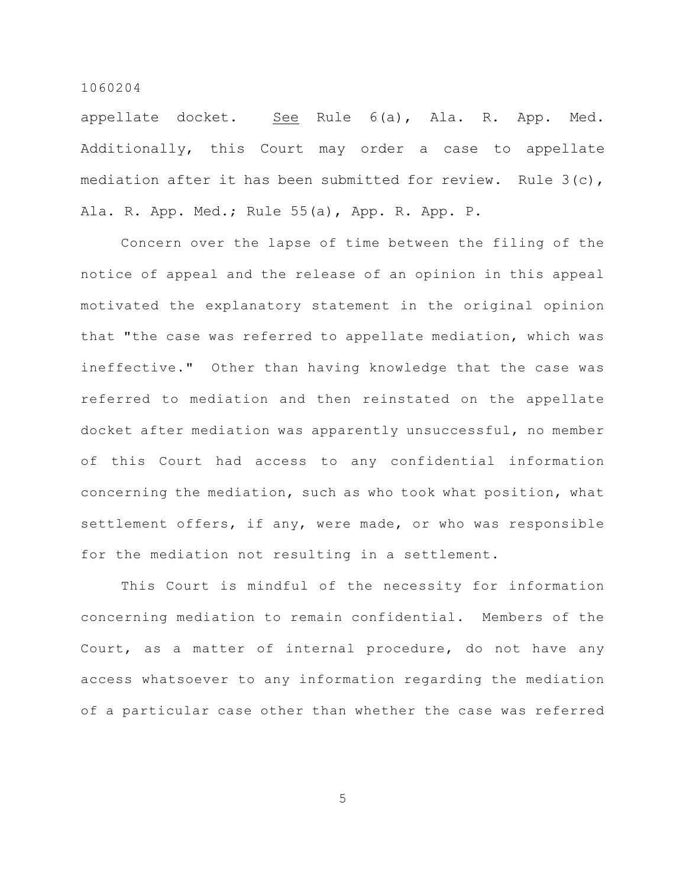appellate docket. _See_ Rule 6(a), Ala. R. App. Med. Additionally, this Court may order a case to appellate mediation after it has been submitted for review. Rule 3(c), Ala. R. App. Med.; Rule 55(a), App. R. App. P.

Concern over the lapse of time between the filing of the notice of appeal and the release of an opinion in this appeal motivated the explanatory statement in the original opinion that "the case was referred to appellate mediation, which was ineffective." Other than having knowledge that the case was referred to mediation and then reinstated on the appellate docket after mediation was apparently unsuccessful, no member of this Court had access to any confidential information concerning the mediation, such as who took what position, what settlement offers, if any, were made, or who was responsible for the mediation not resulting in a settlement.

This Court is mindful of the necessity for information concerning mediation to remain confidential. Members of the Court, as a matter of internal procedure, do not have any access whatsoever to any information regarding the mediation of a particular case other than whether the case was referred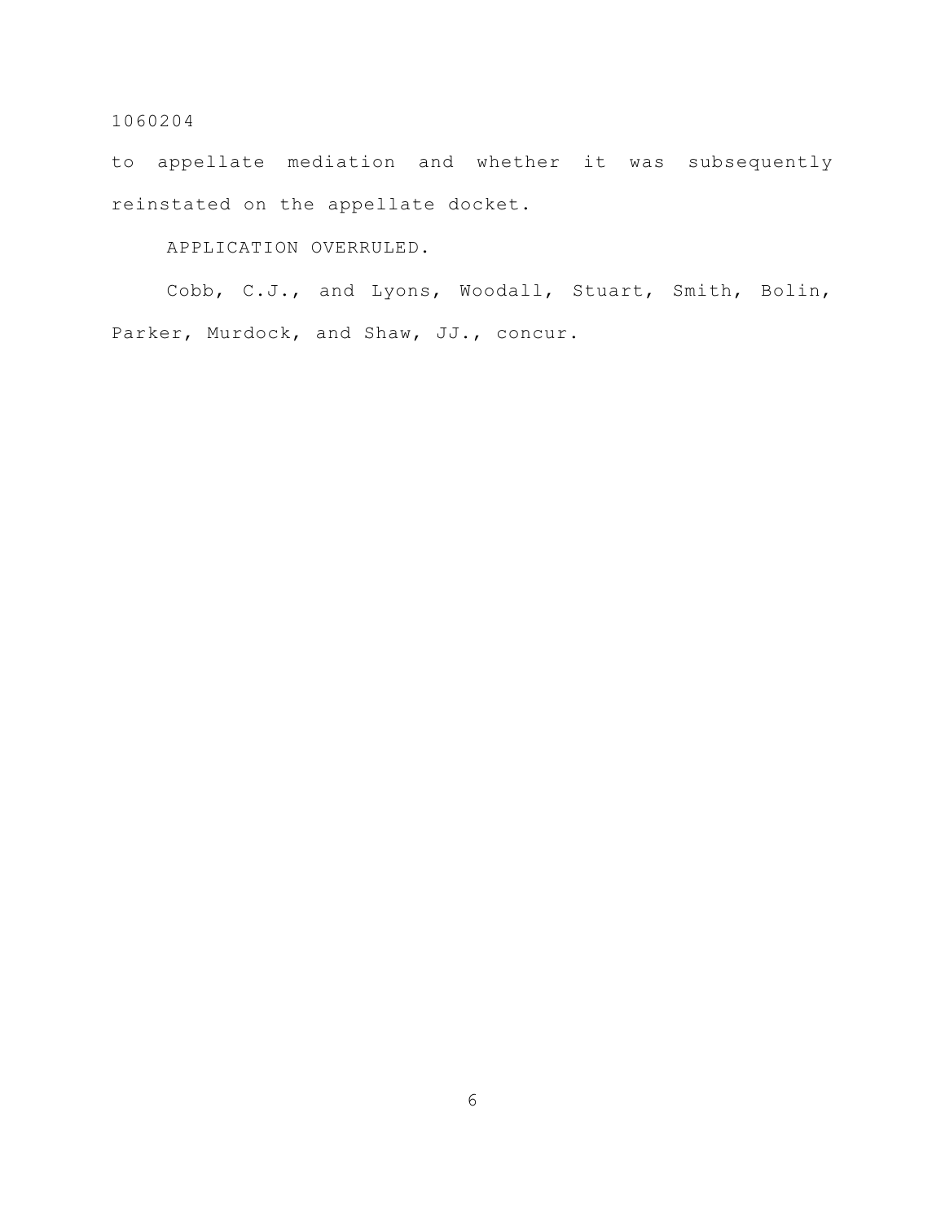to appellate mediation and whether it was subsequently reinstated on the appellate docket.

APPLICATION OVERRULED.

Cobb, C.J., and Lyons, Woodall, Stuart, Smith, Bolin, Parker, Murdock, and Shaw, JJ., concur.